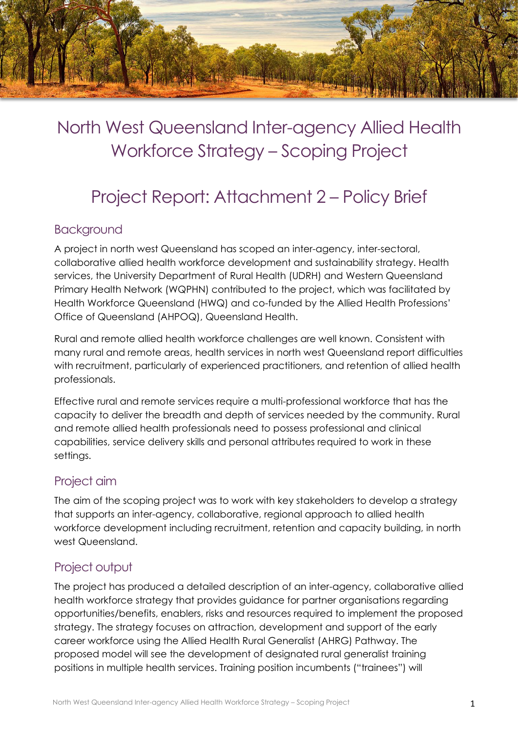# North West Queensland Inter-agency Allied Health Workforce Strategy – Scoping Project

## Project Report: Attachment 2 – Policy Brief

### Background

A project in north west Queensland has scoped an inter-agency, inter-sectoral, collaborative allied health workforce development and sustainability strategy. Health services, the University Department of Rural Health (UDRH) and Western Queensland Primary Health Network (WQPHN) contributed to the project, which was facilitated by Health Workforce Queensland (HWQ) and co-funded by the Allied Health Professions' Office of Queensland (AHPOQ), Queensland Health.

Rural and remote allied health workforce challenges are well known. Consistent with many rural and remote areas, health services in north west Queensland report difficulties with recruitment, particularly of experienced practitioners, and retention of allied health professionals.

Effective rural and remote services require a multi-professional workforce that has the capacity to deliver the breadth and depth of services needed by the community. Rural and remote allied health professionals need to possess professional and clinical capabilities, service delivery skills and personal attributes required to work in these settings.

### Project aim

The aim of the scoping project was to work with key stakeholders to develop a strategy that supports an inter-agency, collaborative, regional approach to allied health workforce development including recruitment, retention and capacity building, in north west Queensland.

### Project output

The project has produced a detailed description of an inter-agency, collaborative allied health workforce strategy that provides guidance for partner organisations regarding opportunities/benefits, enablers, risks and resources required to implement the proposed strategy. The strategy focuses on attraction, development and support of the early career workforce using the Allied Health Rural Generalist (AHRG) Pathway. The proposed model will see the development of designated rural generalist training positions in multiple health services. Training position incumbents ("trainees") will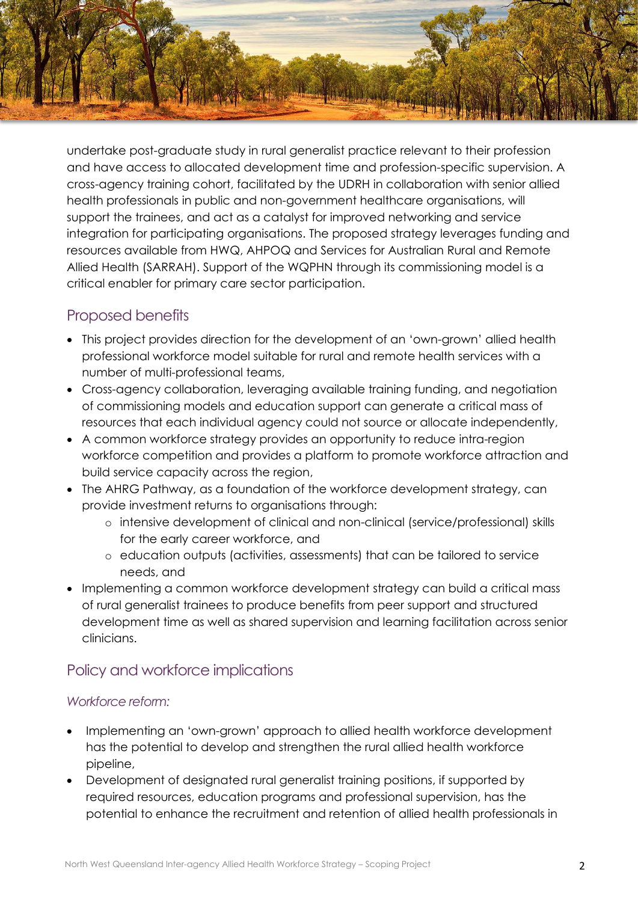undertake post-graduate study in rural generalist practice relevant to their profession and have access to allocated development time and profession-specific supervision. A cross-agency training cohort, facilitated by the UDRH in collaboration with senior allied health professionals in public and non-government healthcare organisations, will support the trainees, and act as a catalyst for improved networking and service integration for participating organisations. The proposed strategy leverages funding and resources available from HWQ, AHPOQ and Services for Australian Rural and Remote Allied Health (SARRAH). Support of the WQPHN through its commissioning model is a critical enabler for primary care sector participation.

## Proposed benefits

- This project provides direction for the development of an 'own-grown' allied health professional workforce model suitable for rural and remote health services with a number of multi-professional teams,
- Cross-agency collaboration, leveraging available training funding, and negotiation of commissioning models and education support can generate a critical mass of resources that each individual agency could not source or allocate independently,
- A common workforce strategy provides an opportunity to reduce intra-region workforce competition and provides a platform to promote workforce attraction and build service capacity across the region,
- The AHRG Pathway, as a foundation of the workforce development strategy, can provide investment returns to organisations through:
    - intensive development of clinical and non-clinical (service/professional) skills for the early career workforce, and
    - education outputs (activities, assessments) that can be tailored to service needs, and
- Implementing a common workforce development strategy can build a critical mass of rural generalist trainees to produce benefits from peer support and structured development time as well as shared supervision and learning facilitation across senior clinicians.

## Policy and workforce implications

### *Workforce reform:*

- Implementing an 'own-grown' approach to allied health workforce development has the potential to develop and strengthen the rural allied health workforce pipeline,
- Development of designated rural generalist training positions, if supported by required resources, education programs and professional supervision, has the potential to enhance the recruitment and retention of allied health professionals in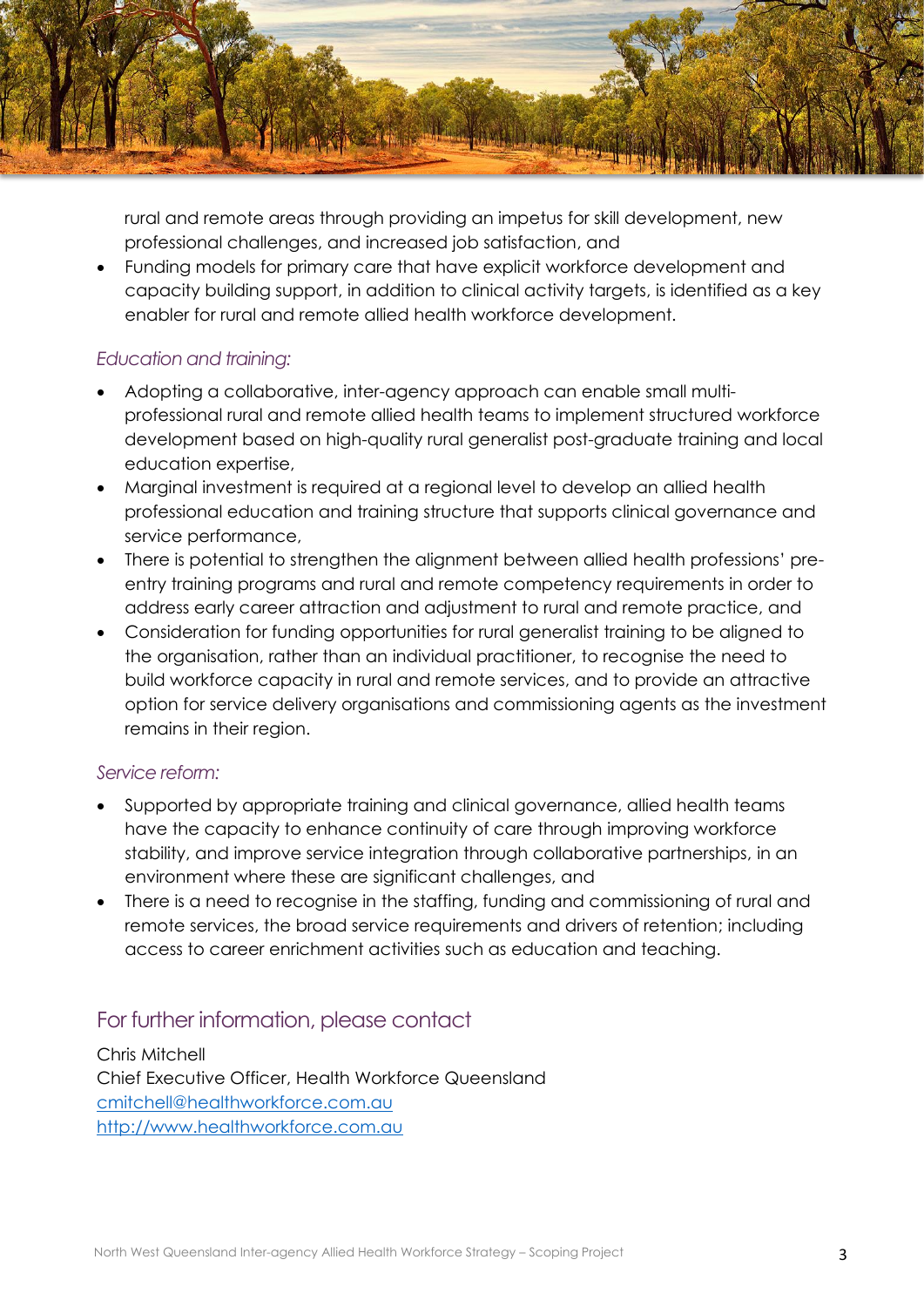rural and remote areas through providing an impetus for skill development, new professional challenges, and increased job satisfaction, and

- Funding models for primary care that have explicit workforce development and capacity building support, in addition to clinical activity targets, is identified as a key enabler for rural and remote allied health workforce development.

*Education and training:*

- Adopting a collaborative, inter-agency approach can enable small multi-professional rural and remote allied health teams to implement structured workforce development based on high-quality rural generalist post-graduate training and local education expertise,
- Marginal investment is required at a regional level to develop an allied health professional education and training structure that supports clinical governance and service performance,
- There is potential to strengthen the alignment between allied health professions' pre-entry training programs and rural and remote competency requirements in order to address early career attraction and adjustment to rural and remote practice, and
- Consideration for funding opportunities for rural generalist training to be aligned to the organisation, rather than an individual practitioner, to recognise the need to build workforce capacity in rural and remote services, and to provide an attractive option for service delivery organisations and commissioning agents as the investment remains in their region.

*Service reform:*

- Supported by appropriate training and clinical governance, allied health teams have the capacity to enhance continuity of care through improving workforce stability, and improve service integration through collaborative partnerships, in an environment where these are significant challenges, and
- There is a need to recognise in the staffing, funding and commissioning of rural and remote services, the broad service requirements and drivers of retention; including access to career enrichment activities such as education and teaching.

## For further information, please contact

Chris Mitchell
Chief Executive Officer, Health Workforce Queensland
[cmitchell@healthworkforce.com.au](mailto:cmitchell@healthworkforce.com.au)
[http://www.healthworkforce.com.au](http://www.healthworkforce.com.au)